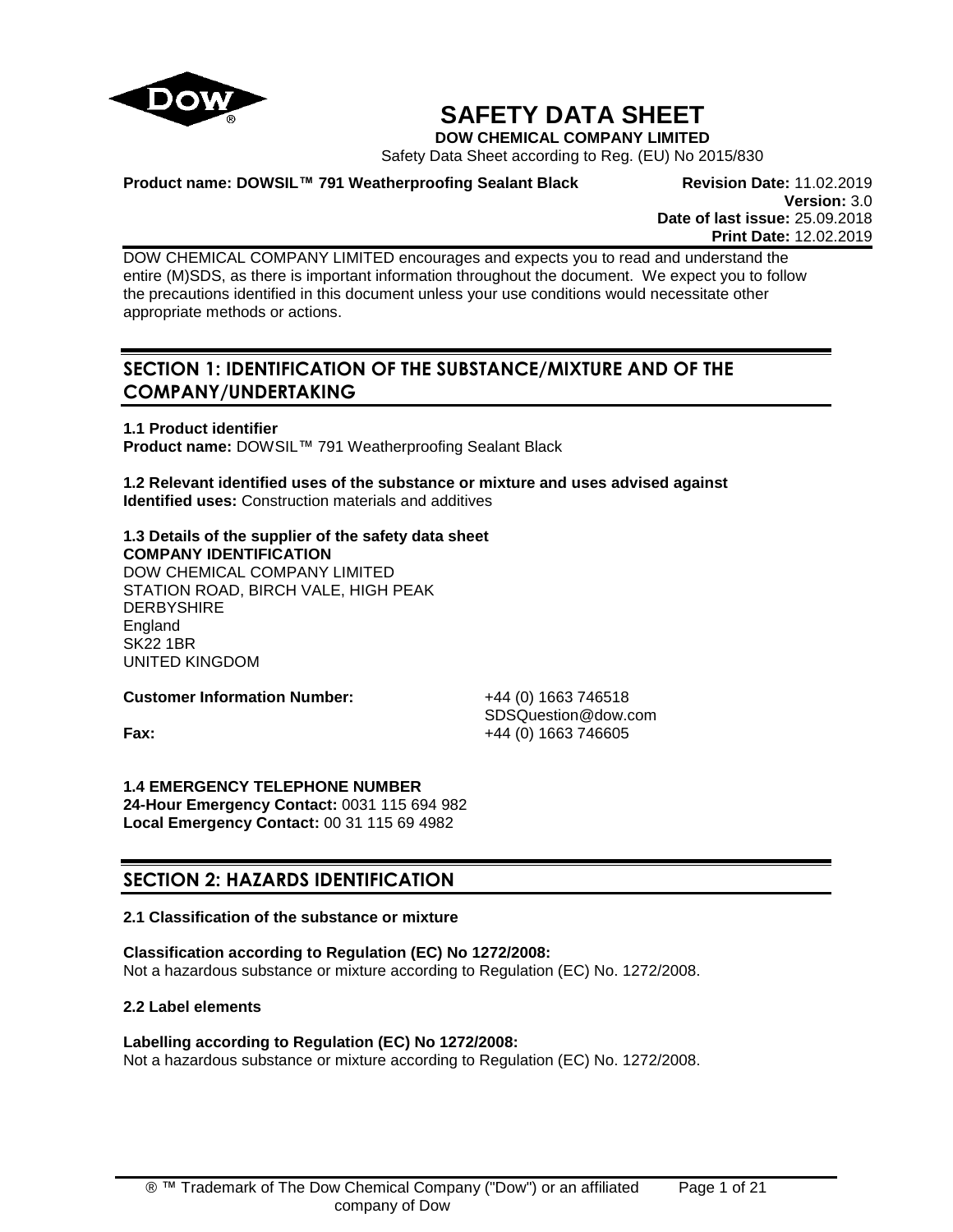# SAFETY DATA SHEET

**DOW CHEMICAL COMPANY LIMITED**

Safety Data Sheet according to Reg. (EU) No 2015/830

**Product name: DOWSIL™ 791 Weatherproofing Sealant Black**

**Revision Date:** 11.02.2019
**Version:** 3.0
**Date of last issue:** 25.09.2018
**Print Date:** 12.02.2019

DOW CHEMICAL COMPANY LIMITED encourages and expects you to read and understand the entire (M)SDS, as there is important information throughout the document. We expect you to follow the precautions identified in this document unless your use conditions would necessitate other appropriate methods or actions.

## SECTION 1: IDENTIFICATION OF THE SUBSTANCE/MIXTURE AND OF THE COMPANY/UNDERTAKING

**1.1 Product identifier**
**Product name:** DOWSIL™ 791 Weatherproofing Sealant Black

**1.2 Relevant identified uses of the substance or mixture and uses advised against**
**Identified uses:** Construction materials and additives

**1.3 Details of the supplier of the safety data sheet**
**COMPANY IDENTIFICATION**
DOW CHEMICAL COMPANY LIMITED
STATION ROAD, BIRCH VALE, HIGH PEAK
DERBYSHIRE
England
SK22 1BR
UNITED KINGDOM

**Customer Information Number:** +44 (0) 1663 746518
SDSQuestion@dow.com
**Fax:** +44 (0) 1663 746605

**1.4 EMERGENCY TELEPHONE NUMBER**
**24-Hour Emergency Contact:** 0031 115 694 982
**Local Emergency Contact:** 00 31 115 69 4982

## SECTION 2: HAZARDS IDENTIFICATION

**2.1 Classification of the substance or mixture**

**Classification according to Regulation (EC) No 1272/2008:**
Not a hazardous substance or mixture according to Regulation (EC) No. 1272/2008.

**2.2 Label elements**

**Labelling according to Regulation (EC) No 1272/2008:**
Not a hazardous substance or mixture according to Regulation (EC) No. 1272/2008.

® ™ Trademark of The Dow Chemical Company ("Dow") or an affiliated company of Dow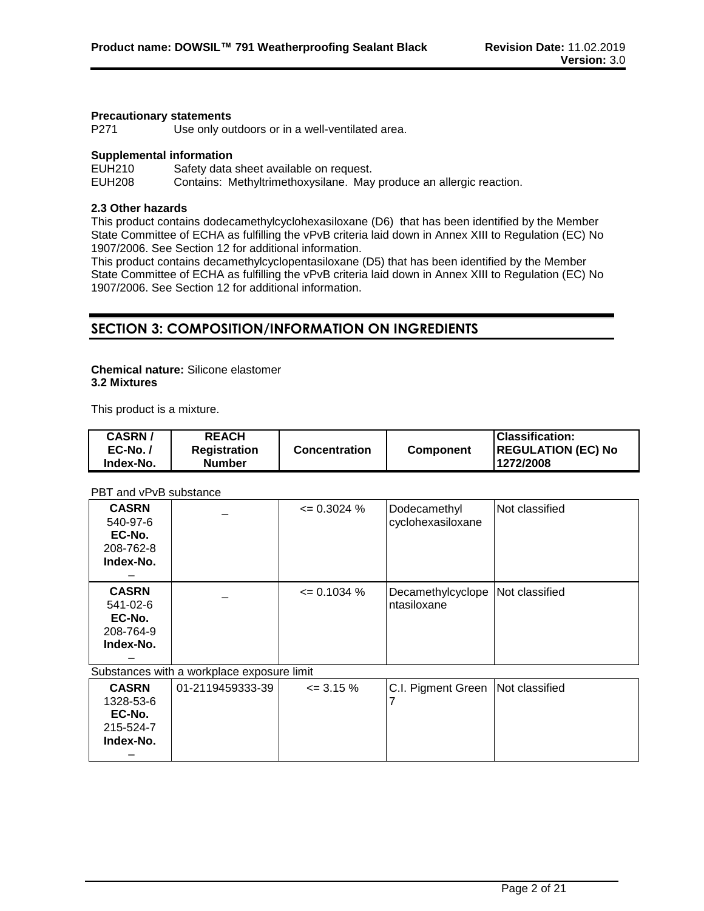**Precautionary statements**

P271 Use only outdoors or in a well-ventilated area.

**Supplemental information**

EUH210 Safety data sheet available on request.
EUH208 Contains: Methyltrimethoxysilane. May produce an allergic reaction.

**2.3 Other hazards**

This product contains dodecamethylcyclohexasiloxane (D6) that has been identified by the Member State Committee of ECHA as fulfilling the vPvB criteria laid down in Annex XIII to Regulation (EC) No 1907/2006. See Section 12 for additional information.
This product contains decamethylcyclopentasiloxane (D5) that has been identified by the Member State Committee of ECHA as fulfilling the vPvB criteria laid down in Annex XIII to Regulation (EC) No 1907/2006. See Section 12 for additional information.

## SECTION 3: COMPOSITION/INFORMATION ON INGREDIENTS

**Chemical nature:** Silicone elastomer
**3.2 Mixtures**

This product is a mixture.

| CASRN / EC-No. / Index-No. | REACH Registration Number | Concentration | Component | Classification: REGULATION (EC) No 1272/2008 |
|---|---|---|---|---|
| PBT and vPvB substance | | | | |
| **CASRN** 540-97-6 **EC-No.** 208-762-8 **Index-No.** – | _ | <= 0.3024 % | Dodecamethyl cyclohexasiloxane | Not classified |
| **CASRN** 541-02-6 **EC-No.** 208-764-9 **Index-No.** – | _ | <= 0.1034 % | Decamethylcyclopentasiloxane | Not classified |
| Substances with a workplace exposure limit | | | | |
| **CASRN** 1328-53-6 **EC-No.** 215-524-7 **Index-No.** – | 01-2119459333-39 | <= 3.15 % | C.I. Pigment Green 7 | Not classified |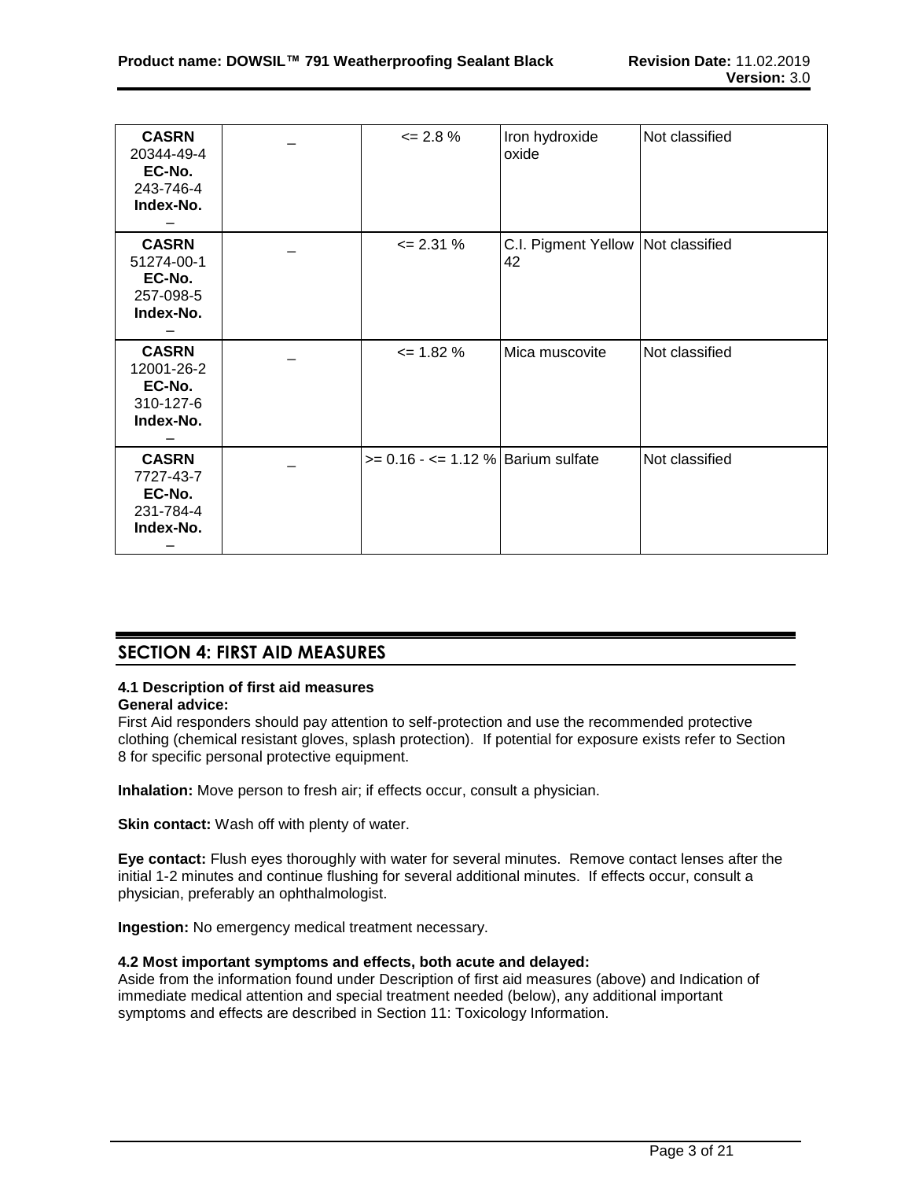| **CASRN** 20344-49-4 **EC-No.** 243-746-4 **Index-No.** – | – | <= 2.8 % | Iron hydroxide oxide | Not classified |
|---|---|---|---|---|
| **CASRN** 51274-00-1 **EC-No.** 257-098-5 **Index-No.** – | – | <= 2.31 % | C.I. Pigment Yellow 42 | Not classified |
| **CASRN** 12001-26-2 **EC-No.** 310-127-6 **Index-No.** – | – | <= 1.82 % | Mica muscovite | Not classified |
| **CASRN** 7727-43-7 **EC-No.** 231-784-4 **Index-No.** – | – | >= 0.16 - <= 1.12 % | Barium sulfate | Not classified |

## SECTION 4: FIRST AID MEASURES

### 4.1 Description of first aid measures

**General advice:**
First Aid responders should pay attention to self-protection and use the recommended protective clothing (chemical resistant gloves, splash protection). If potential for exposure exists refer to Section 8 for specific personal protective equipment.

**Inhalation:** Move person to fresh air; if effects occur, consult a physician.

**Skin contact:** Wash off with plenty of water.

**Eye contact:** Flush eyes thoroughly with water for several minutes. Remove contact lenses after the initial 1-2 minutes and continue flushing for several additional minutes. If effects occur, consult a physician, preferably an ophthalmologist.

**Ingestion:** No emergency medical treatment necessary.

### 4.2 Most important symptoms and effects, both acute and delayed:

Aside from the information found under Description of first aid measures (above) and Indication of immediate medical attention and special treatment needed (below), any additional important symptoms and effects are described in Section 11: Toxicology Information.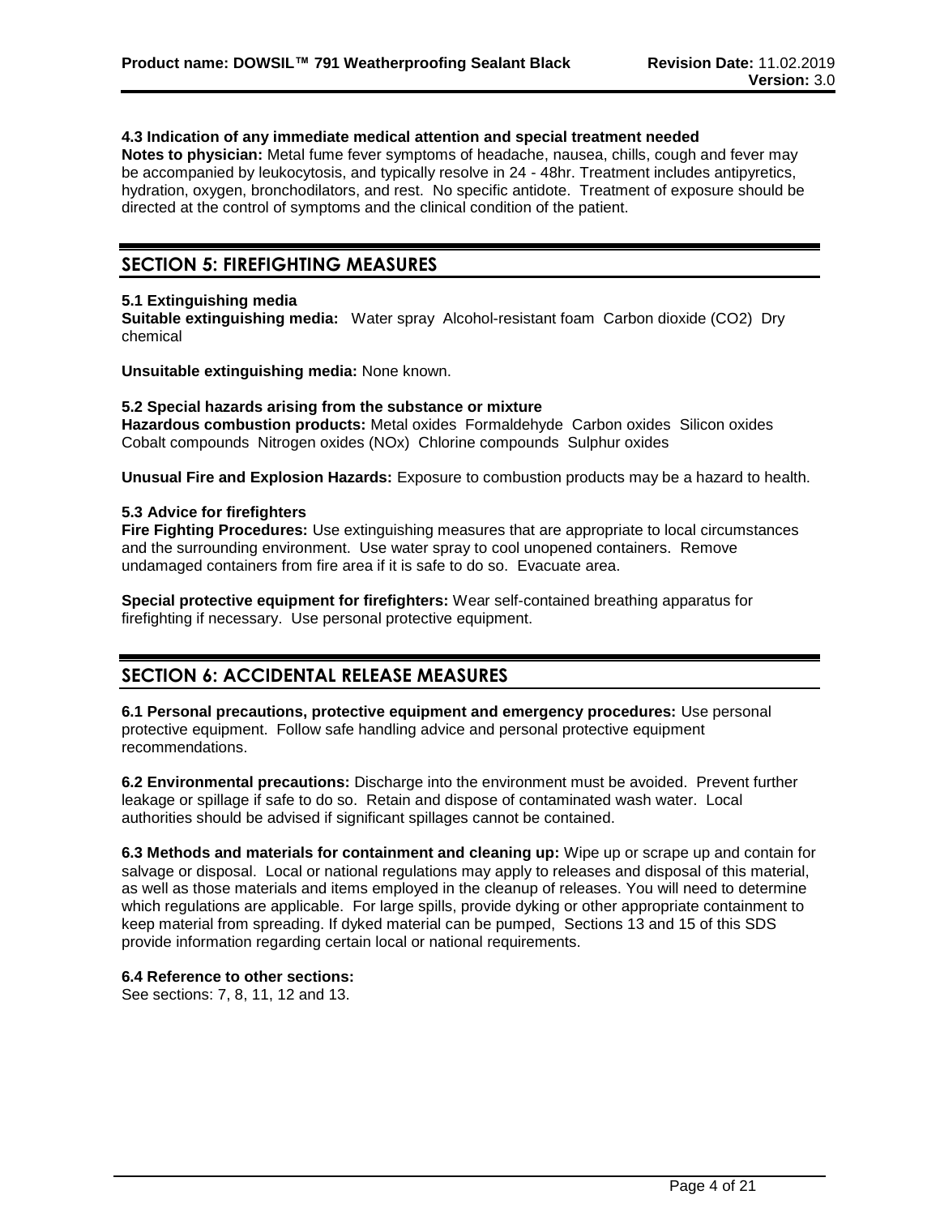#### 4.3 Indication of any immediate medical attention and special treatment needed

**Notes to physician:** Metal fume fever symptoms of headache, nausea, chills, cough and fever may be accompanied by leukocytosis, and typically resolve in 24 - 48hr. Treatment includes antipyretics, hydration, oxygen, bronchodilators, and rest. No specific antidote. Treatment of exposure should be directed at the control of symptoms and the clinical condition of the patient.

## SECTION 5: FIREFIGHTING MEASURES

#### 5.1 Extinguishing media

**Suitable extinguishing media:** Water spray Alcohol-resistant foam Carbon dioxide ($CO_2$) Dry chemical

**Unsuitable extinguishing media:** None known.

#### 5.2 Special hazards arising from the substance or mixture

**Hazardous combustion products:** Metal oxides Formaldehyde Carbon oxides Silicon oxides Cobalt compounds Nitrogen oxides (NOx) Chlorine compounds Sulphur oxides

**Unusual Fire and Explosion Hazards:** Exposure to combustion products may be a hazard to health.

#### 5.3 Advice for firefighters

**Fire Fighting Procedures:** Use extinguishing measures that are appropriate to local circumstances and the surrounding environment. Use water spray to cool unopened containers. Remove undamaged containers from fire area if it is safe to do so. Evacuate area.

**Special protective equipment for firefighters:** Wear self-contained breathing apparatus for firefighting if necessary. Use personal protective equipment.

## SECTION 6: ACCIDENTAL RELEASE MEASURES

**6.1 Personal precautions, protective equipment and emergency procedures:** Use personal protective equipment. Follow safe handling advice and personal protective equipment recommendations.

**6.2 Environmental precautions:** Discharge into the environment must be avoided. Prevent further leakage or spillage if safe to do so. Retain and dispose of contaminated wash water. Local authorities should be advised if significant spillages cannot be contained.

**6.3 Methods and materials for containment and cleaning up:** Wipe up or scrape up and contain for salvage or disposal. Local or national regulations may apply to releases and disposal of this material, as well as those materials and items employed in the cleanup of releases. You will need to determine which regulations are applicable. For large spills, provide dyking or other appropriate containment to keep material from spreading. If dyked material can be pumped, Sections 13 and 15 of this SDS provide information regarding certain local or national requirements.

**6.4 Reference to other sections:**
See sections: 7, 8, 11, 12 and 13.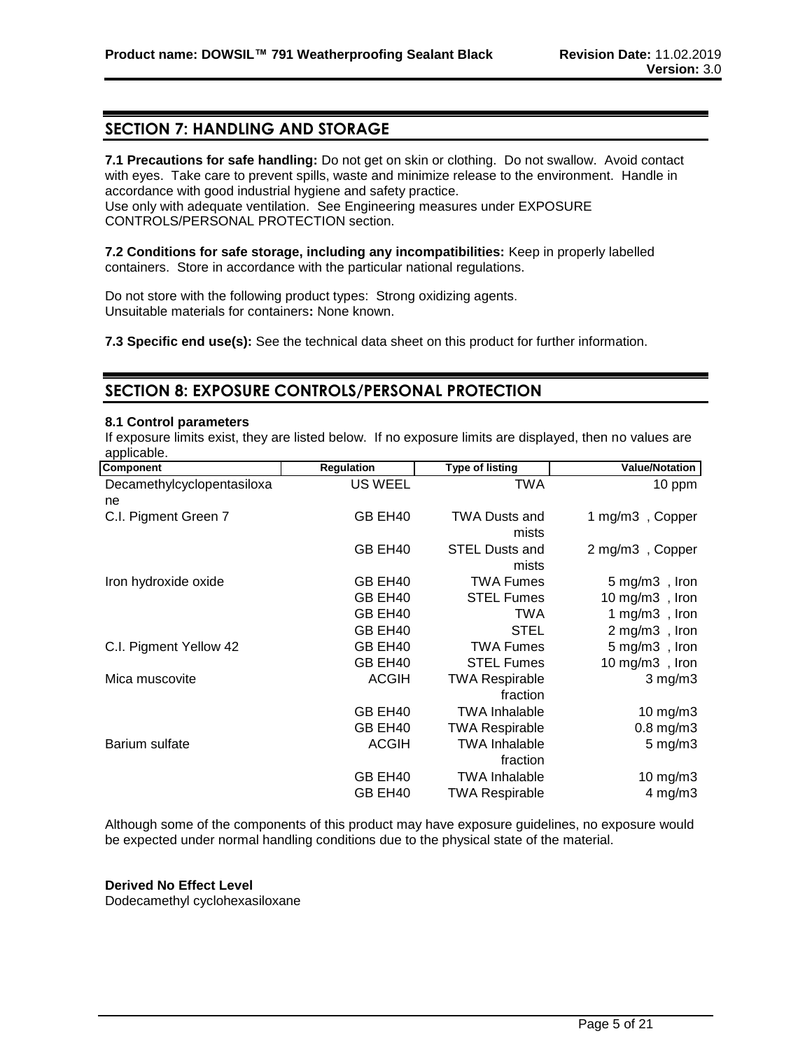## SECTION 7: HANDLING AND STORAGE

**7.1 Precautions for safe handling:** Do not get on skin or clothing. Do not swallow. Avoid contact with eyes. Take care to prevent spills, waste and minimize release to the environment. Handle in accordance with good industrial hygiene and safety practice.
Use only with adequate ventilation. See Engineering measures under EXPOSURE CONTROLS/PERSONAL PROTECTION section.

**7.2 Conditions for safe storage, including any incompatibilities:** Keep in properly labelled containers. Store in accordance with the particular national regulations.

Do not store with the following product types: Strong oxidizing agents.
Unsuitable materials for containers**:** None known.

**7.3 Specific end use(s):** See the technical data sheet on this product for further information.

## SECTION 8: EXPOSURE CONTROLS/PERSONAL PROTECTION

**8.1 Control parameters**

If exposure limits exist, they are listed below. If no exposure limits are displayed, then no values are applicable.

| Component | Regulation | Type of listing | Value/Notation |
|---|---|---|---|
| Decamethylcyclopentasiloxane | US WEEL | TWA | 10 ppm |
| C.I. Pigment Green 7 | GB EH40 | TWA Dusts and mists | 1 mg/m3 , Copper |
| | GB EH40 | STEL Dusts and mists | 2 mg/m3 , Copper |
| Iron hydroxide oxide | GB EH40 | TWA Fumes | 5 mg/m3 , Iron |
| | GB EH40 | STEL Fumes | 10 mg/m3 , Iron |
| | GB EH40 | TWA | 1 mg/m3 , Iron |
| | GB EH40 | STEL | 2 mg/m3 , Iron |
| C.I. Pigment Yellow 42 | GB EH40 | TWA Fumes | 5 mg/m3 , Iron |
| | GB EH40 | STEL Fumes | 10 mg/m3 , Iron |
| Mica muscovite | ACGIH | TWA Respirable fraction | 3 mg/m3 |
| | GB EH40 | TWA Inhalable | 10 mg/m3 |
| | GB EH40 | TWA Respirable | 0.8 mg/m3 |
| Barium sulfate | ACGIH | TWA Inhalable fraction | 5 mg/m3 |
| | GB EH40 | TWA Inhalable | 10 mg/m3 |
| | GB EH40 | TWA Respirable | 4 mg/m3 |

Although some of the components of this product may have exposure guidelines, no exposure would be expected under normal handling conditions due to the physical state of the material.

**Derived No Effect Level**

Dodecamethyl cyclohexasiloxane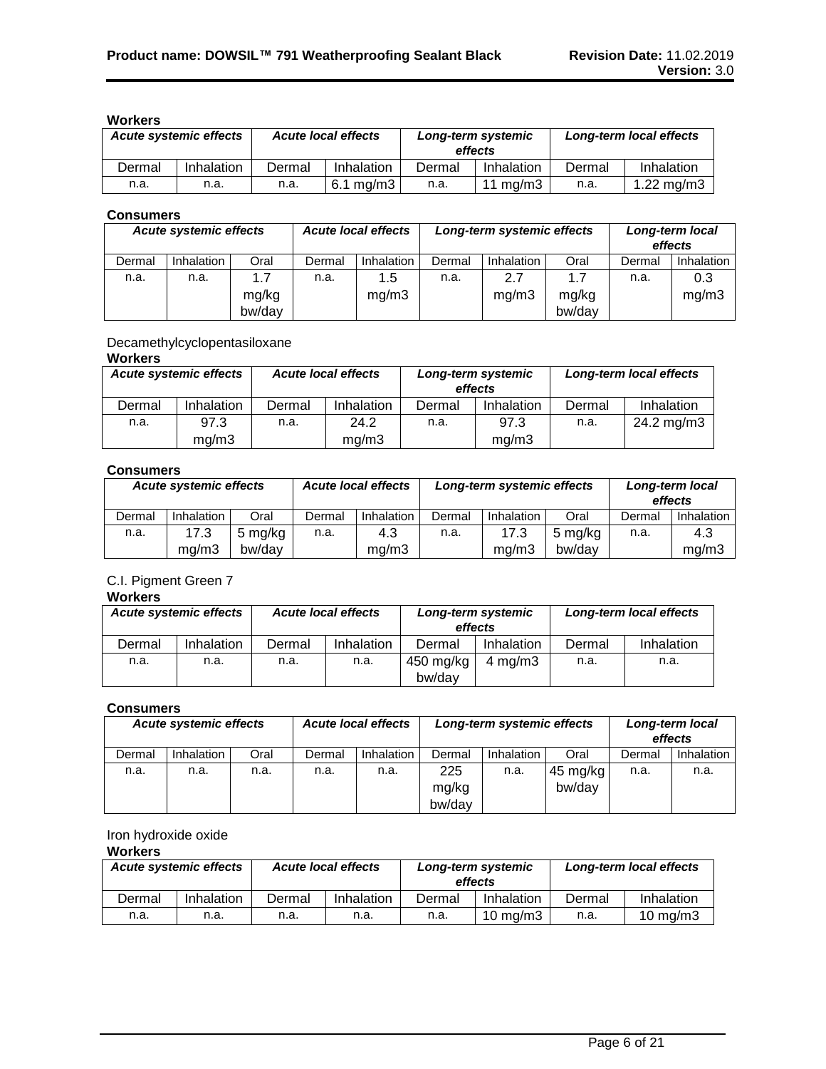**Workers**

| *Acute systemic effects* | | *Acute local effects* | | *Long-term systemic effects* | | *Long-term local effects* | |
|---|---|---|---|---|---|---|---|
| Dermal | Inhalation | Dermal | Inhalation | Dermal | Inhalation | Dermal | Inhalation |
| n.a. | n.a. | n.a. | 6.1 mg/m3 | n.a. | 11 mg/m3 | n.a. | 1.22 mg/m3 |

**Consumers**

| *Acute systemic effects* | | | *Acute local effects* | | *Long-term systemic effects* | | | *Long-term local effects* | |
|---|---|---|---|---|---|---|---|---|---|
| Dermal | Inhalation | Oral | Dermal | Inhalation | Dermal | Inhalation | Oral | Dermal | Inhalation |
| n.a. | n.a. | 1.7 mg/kg bw/day | n.a. | 1.5 mg/m3 | n.a. | 2.7 mg/m3 | 1.7 mg/kg bw/day | n.a. | 0.3 mg/m3 |

Decamethylcyclopentasiloxane

**Workers**

| *Acute systemic effects* | | *Acute local effects* | | *Long-term systemic effects* | | *Long-term local effects* | |
|---|---|---|---|---|---|---|---|
| Dermal | Inhalation | Dermal | Inhalation | Dermal | Inhalation | Dermal | Inhalation |
| n.a. | 97.3 mg/m3 | n.a. | 24.2 mg/m3 | n.a. | 97.3 mg/m3 | n.a. | 24.2 mg/m3 |

**Consumers**

| *Acute systemic effects* | | | *Acute local effects* | | *Long-term systemic effects* | | | *Long-term local effects* | |
|---|---|---|---|---|---|---|---|---|---|
| Dermal | Inhalation | Oral | Dermal | Inhalation | Dermal | Inhalation | Oral | Dermal | Inhalation |
| n.a. | 17.3 mg/m3 | 5 mg/kg bw/day | n.a. | 4.3 mg/m3 | n.a. | 17.3 mg/m3 | 5 mg/kg bw/day | n.a. | 4.3 mg/m3 |

C.I. Pigment Green 7

**Workers**

| *Acute systemic effects* | | *Acute local effects* | | *Long-term systemic effects* | | *Long-term local effects* | |
|---|---|---|---|---|---|---|---|
| Dermal | Inhalation | Dermal | Inhalation | Dermal | Inhalation | Dermal | Inhalation |
| n.a. | n.a. | n.a. | n.a. | 450 mg/kg bw/day | 4 mg/m3 | n.a. | n.a. |

**Consumers**

| *Acute systemic effects* | | | *Acute local effects* | | *Long-term systemic effects* | | | *Long-term local effects* | |
|---|---|---|---|---|---|---|---|---|---|
| Dermal | Inhalation | Oral | Dermal | Inhalation | Dermal | Inhalation | Oral | Dermal | Inhalation |
| n.a. | n.a. | n.a. | n.a. | n.a. | 225 mg/kg bw/day | n.a. | 45 mg/kg bw/day | n.a. | n.a. |

Iron hydroxide oxide

**Workers**

| *Acute systemic effects* | | *Acute local effects* | | *Long-term systemic effects* | | *Long-term local effects* | |
|---|---|---|---|---|---|---|---|
| Dermal | Inhalation | Dermal | Inhalation | Dermal | Inhalation | Dermal | Inhalation |
| n.a. | n.a. | n.a. | n.a. | n.a. | 10 mg/m3 | n.a. | 10 mg/m3 |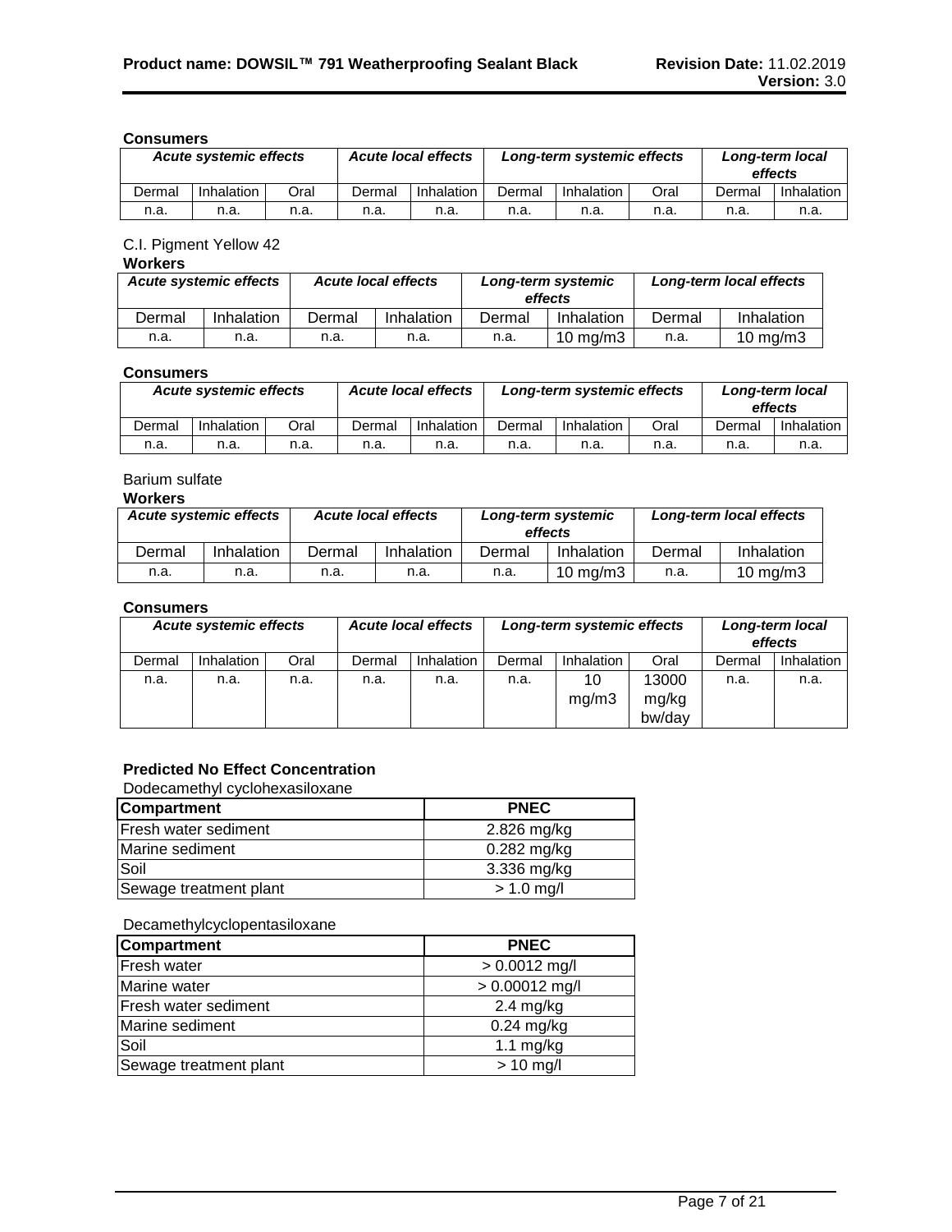**Consumers**

| *Acute systemic effects* | | | *Acute local effects* | | *Long-term systemic effects* | | | *Long-term local effects* | |
|---|---|---|---|---|---|---|---|---|---|
| Dermal | Inhalation | Oral | Dermal | Inhalation | Dermal | Inhalation | Oral | Dermal | Inhalation |
| n.a. | n.a. | n.a. | n.a. | n.a. | n.a. | n.a. | n.a. | n.a. | n.a. |

C.I. Pigment Yellow 42

**Workers**

| *Acute systemic effects* | | *Acute local effects* | | *Long-term systemic effects* | | *Long-term local effects* | |
|---|---|---|---|---|---|---|---|
| Dermal | Inhalation | Dermal | Inhalation | Dermal | Inhalation | Dermal | Inhalation |
| n.a. | n.a. | n.a. | n.a. | n.a. | 10 mg/m3 | n.a. | 10 mg/m3 |

**Consumers**

| *Acute systemic effects* | | | *Acute local effects* | | *Long-term systemic effects* | | | *Long-term local effects* | |
|---|---|---|---|---|---|---|---|---|---|
| Dermal | Inhalation | Oral | Dermal | Inhalation | Dermal | Inhalation | Oral | Dermal | Inhalation |
| n.a. | n.a. | n.a. | n.a. | n.a. | n.a. | n.a. | n.a. | n.a. | n.a. |

Barium sulfate

**Workers**

| *Acute systemic effects* | | *Acute local effects* | | *Long-term systemic effects* | | *Long-term local effects* | |
|---|---|---|---|---|---|---|---|
| Dermal | Inhalation | Dermal | Inhalation | Dermal | Inhalation | Dermal | Inhalation |
| n.a. | n.a. | n.a. | n.a. | n.a. | 10 mg/m3 | n.a. | 10 mg/m3 |

**Consumers**

| *Acute systemic effects* | | | *Acute local effects* | | *Long-term systemic effects* | | | *Long-term local effects* | |
|---|---|---|---|---|---|---|---|---|---|
| Dermal | Inhalation | Oral | Dermal | Inhalation | Dermal | Inhalation | Oral | Dermal | Inhalation |
| n.a. | n.a. | n.a. | n.a. | n.a. | n.a. | 10 mg/m3 | 13000 mg/kg bw/day | n.a. | n.a. |

**Predicted No Effect Concentration**

Dodecamethyl cyclohexasiloxane

| Compartment | PNEC |
|---|---|
| Fresh water sediment | 2.826 mg/kg |
| Marine sediment | 0.282 mg/kg |
| Soil | 3.336 mg/kg |
| Sewage treatment plant | > 1.0 mg/l |

Decamethylcyclopentasiloxane

| Compartment | PNEC |
|---|---|
| Fresh water | > 0.0012 mg/l |
| Marine water | > 0.00012 mg/l |
| Fresh water sediment | 2.4 mg/kg |
| Marine sediment | 0.24 mg/kg |
| Soil | 1.1 mg/kg |
| Sewage treatment plant | > 10 mg/l |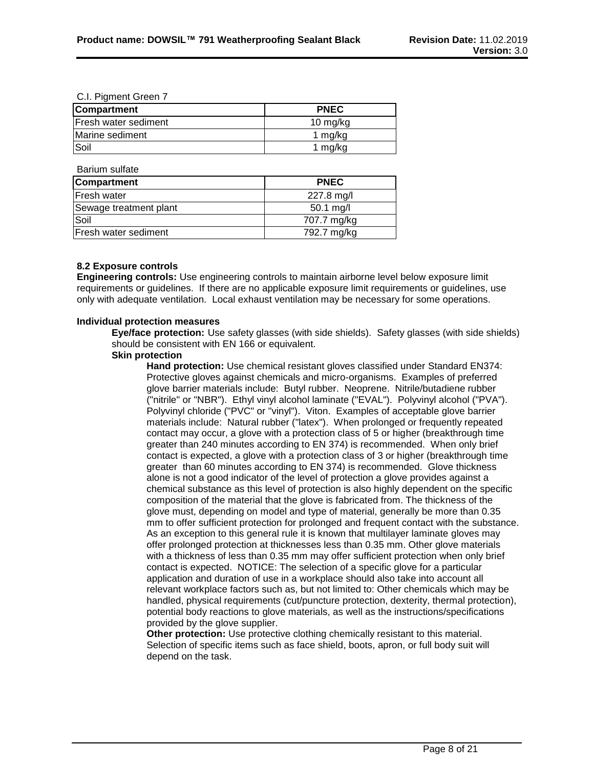C.I. Pigment Green 7

| Compartment | PNEC |
|---|---|
| Fresh water sediment | 10 mg/kg |
| Marine sediment | 1 mg/kg |
| Soil | 1 mg/kg |

Barium sulfate

| Compartment | PNEC |
|---|---|
| Fresh water | 227.8 mg/l |
| Sewage treatment plant | 50.1 mg/l |
| Soil | 707.7 mg/kg |
| Fresh water sediment | 792.7 mg/kg |

**8.2 Exposure controls**

**Engineering controls:** Use engineering controls to maintain airborne level below exposure limit requirements or guidelines. If there are no applicable exposure limit requirements or guidelines, use only with adequate ventilation. Local exhaust ventilation may be necessary for some operations.

**Individual protection measures**

**Eye/face protection:** Use safety glasses (with side shields). Safety glasses (with side shields) should be consistent with EN 166 or equivalent.

**Skin protection**

**Hand protection:** Use chemical resistant gloves classified under Standard EN374: Protective gloves against chemicals and micro-organisms. Examples of preferred glove barrier materials include: Butyl rubber. Neoprene. Nitrile/butadiene rubber ("nitrile" or "NBR"). Ethyl vinyl alcohol laminate ("EVAL"). Polyvinyl alcohol ("PVA"). Polyvinyl chloride ("PVC" or "vinyl"). Viton. Examples of acceptable glove barrier materials include: Natural rubber ("latex"). When prolonged or frequently repeated contact may occur, a glove with a protection class of 5 or higher (breakthrough time greater than 240 minutes according to EN 374) is recommended. When only brief contact is expected, a glove with a protection class of 3 or higher (breakthrough time greater than 60 minutes according to EN 374) is recommended. Glove thickness alone is not a good indicator of the level of protection a glove provides against a chemical substance as this level of protection is also highly dependent on the specific composition of the material that the glove is fabricated from. The thickness of the glove must, depending on model and type of material, generally be more than 0.35 mm to offer sufficient protection for prolonged and frequent contact with the substance. As an exception to this general rule it is known that multilayer laminate gloves may offer prolonged protection at thicknesses less than 0.35 mm. Other glove materials with a thickness of less than 0.35 mm may offer sufficient protection when only brief contact is expected. NOTICE: The selection of a specific glove for a particular application and duration of use in a workplace should also take into account all relevant workplace factors such as, but not limited to: Other chemicals which may be handled, physical requirements (cut/puncture protection, dexterity, thermal protection), potential body reactions to glove materials, as well as the instructions/specifications provided by the glove supplier.

**Other protection:** Use protective clothing chemically resistant to this material. Selection of specific items such as face shield, boots, apron, or full body suit will depend on the task.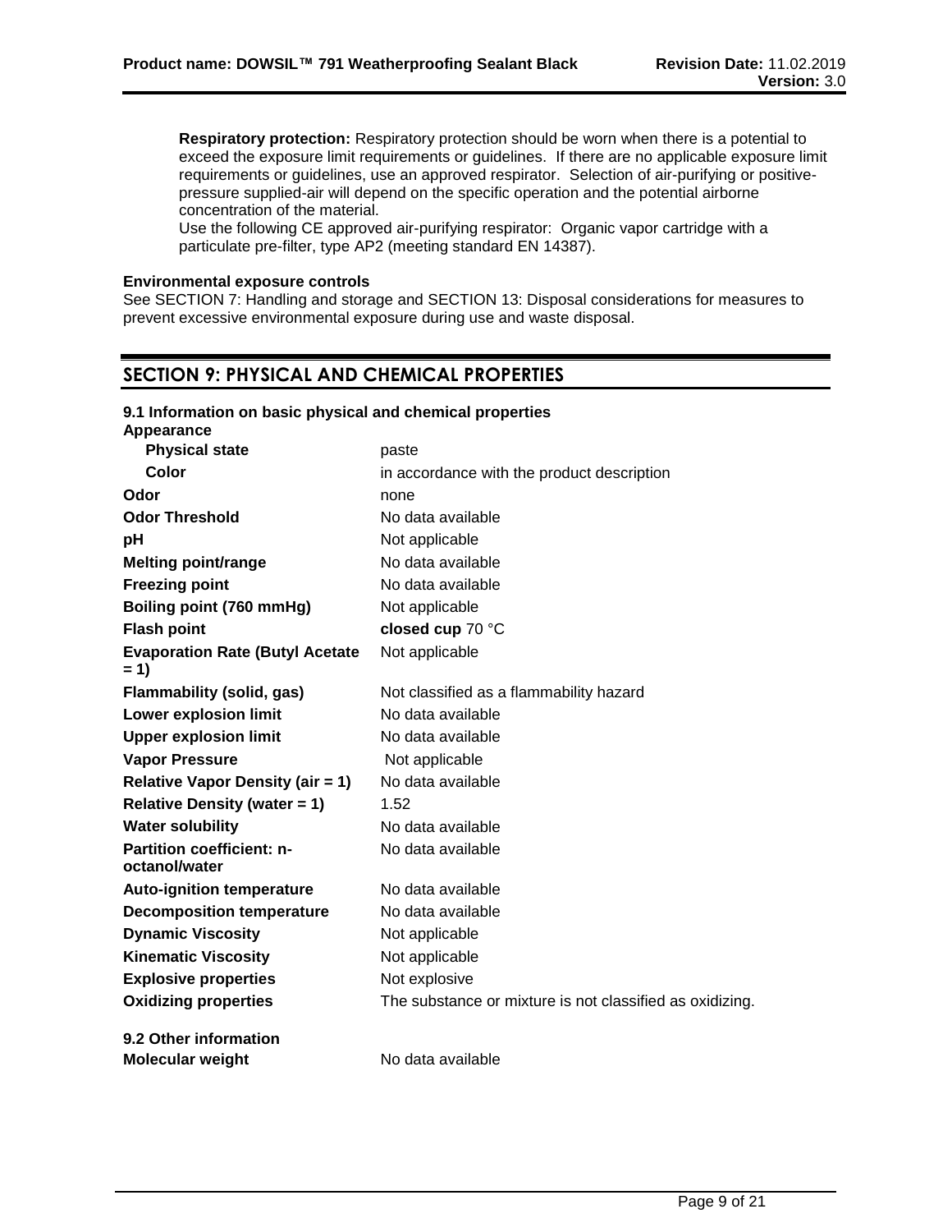**Respiratory protection:** Respiratory protection should be worn when there is a potential to exceed the exposure limit requirements or guidelines. If there are no applicable exposure limit requirements or guidelines, use an approved respirator. Selection of air-purifying or positive-pressure supplied-air will depend on the specific operation and the potential airborne concentration of the material.
Use the following CE approved air-purifying respirator: Organic vapor cartridge with a particulate pre-filter, type AP2 (meeting standard EN 14387).

**Environmental exposure controls**
See SECTION 7: Handling and storage and SECTION 13: Disposal considerations for measures to prevent excessive environmental exposure during use and waste disposal.

## SECTION 9: PHYSICAL AND CHEMICAL PROPERTIES

**9.1 Information on basic physical and chemical properties**

| | |
|---|---|
| **Appearance** | |
| **Physical state** | paste |
| **Color** | in accordance with the product description |
| **Odor** | none |
| **Odor Threshold** | No data available |
| **pH** | Not applicable |
| **Melting point/range** | No data available |
| **Freezing point** | No data available |
| **Boiling point (760 mmHg)** | Not applicable |
| **Flash point** | **closed cup** 70 °C |
| **Evaporation Rate (Butyl Acetate = 1)** | Not applicable |
| **Flammability (solid, gas)** | Not classified as a flammability hazard |
| **Lower explosion limit** | No data available |
| **Upper explosion limit** | No data available |
| **Vapor Pressure** | Not applicable |
| **Relative Vapor Density (air = 1)** | No data available |
| **Relative Density (water = 1)** | 1.52 |
| **Water solubility** | No data available |
| **Partition coefficient: n-octanol/water** | No data available |
| **Auto-ignition temperature** | No data available |
| **Decomposition temperature** | No data available |
| **Dynamic Viscosity** | Not applicable |
| **Kinematic Viscosity** | Not applicable |
| **Explosive properties** | Not explosive |
| **Oxidizing properties** | The substance or mixture is not classified as oxidizing. |

**9.2 Other information**

| | |
|---|---|
| **Molecular weight** | No data available |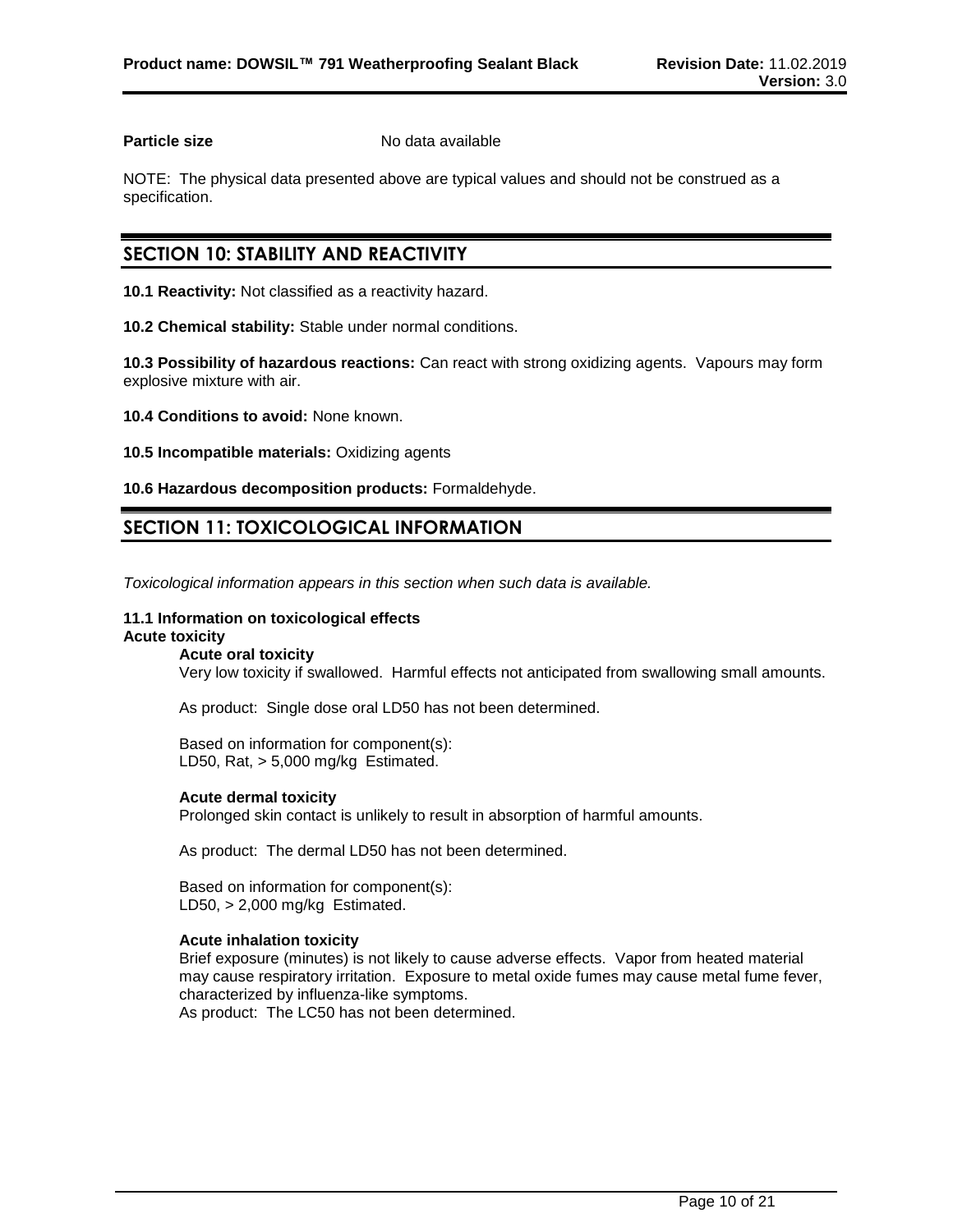**Particle size** No data available

NOTE: The physical data presented above are typical values and should not be construed as a specification.

## SECTION 10: STABILITY AND REACTIVITY

**10.1 Reactivity:** Not classified as a reactivity hazard.

**10.2 Chemical stability:** Stable under normal conditions.

**10.3 Possibility of hazardous reactions:** Can react with strong oxidizing agents. Vapours may form explosive mixture with air.

**10.4 Conditions to avoid:** None known.

**10.5 Incompatible materials:** Oxidizing agents

**10.6 Hazardous decomposition products:** Formaldehyde.

## SECTION 11: TOXICOLOGICAL INFORMATION

*Toxicological information appears in this section when such data is available.*

**11.1 Information on toxicological effects**

**Acute toxicity**

**Acute oral toxicity**

Very low toxicity if swallowed. Harmful effects not anticipated from swallowing small amounts.

As product: Single dose oral LD50 has not been determined.

Based on information for component(s):
LD50, Rat, > 5,000 mg/kg Estimated.

**Acute dermal toxicity**

Prolonged skin contact is unlikely to result in absorption of harmful amounts.

As product: The dermal LD50 has not been determined.

Based on information for component(s):
LD50, > 2,000 mg/kg Estimated.

**Acute inhalation toxicity**

Brief exposure (minutes) is not likely to cause adverse effects. Vapor from heated material may cause respiratory irritation. Exposure to metal oxide fumes may cause metal fume fever, characterized by influenza-like symptoms.
As product: The LC50 has not been determined.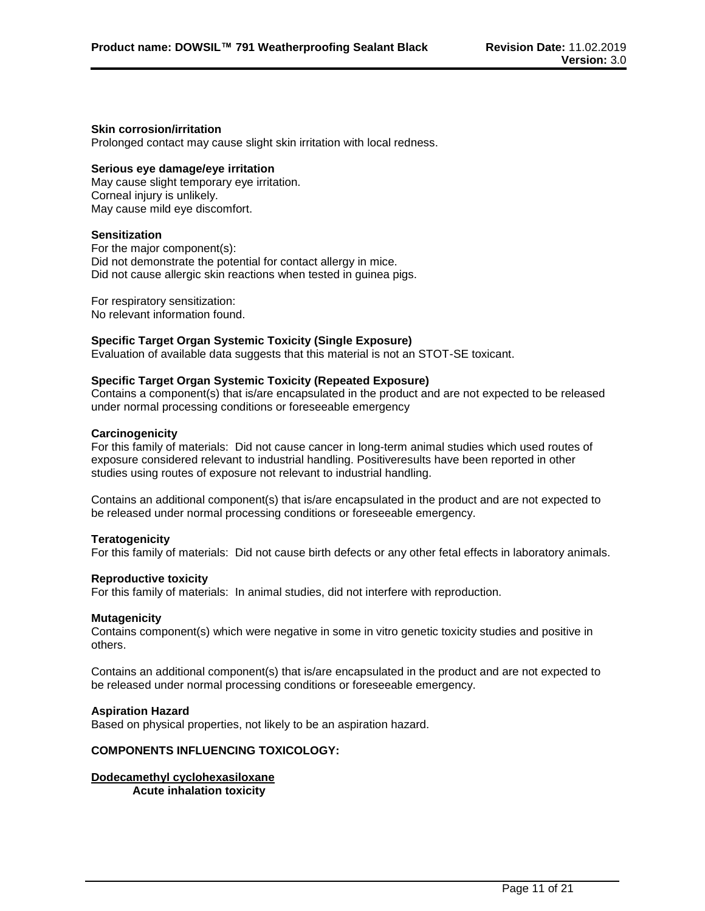**Skin corrosion/irritation**
Prolonged contact may cause slight skin irritation with local redness.

**Serious eye damage/eye irritation**
May cause slight temporary eye irritation.
Corneal injury is unlikely.
May cause mild eye discomfort.

**Sensitization**
For the major component(s):
Did not demonstrate the potential for contact allergy in mice.
Did not cause allergic skin reactions when tested in guinea pigs.

For respiratory sensitization:
No relevant information found.

**Specific Target Organ Systemic Toxicity (Single Exposure)**
Evaluation of available data suggests that this material is not an STOT-SE toxicant.

**Specific Target Organ Systemic Toxicity (Repeated Exposure)**
Contains a component(s) that is/are encapsulated in the product and are not expected to be released under normal processing conditions or foreseeable emergency

**Carcinogenicity**
For this family of materials: Did not cause cancer in long-term animal studies which used routes of exposure considered relevant to industrial handling. Positiveresults have been reported in other studies using routes of exposure not relevant to industrial handling.

Contains an additional component(s) that is/are encapsulated in the product and are not expected to be released under normal processing conditions or foreseeable emergency.

**Teratogenicity**
For this family of materials: Did not cause birth defects or any other fetal effects in laboratory animals.

**Reproductive toxicity**
For this family of materials: In animal studies, did not interfere with reproduction.

**Mutagenicity**
Contains component(s) which were negative in some in vitro genetic toxicity studies and positive in others.

Contains an additional component(s) that is/are encapsulated in the product and are not expected to be released under normal processing conditions or foreseeable emergency.

**Aspiration Hazard**
Based on physical properties, not likely to be an aspiration hazard.

**COMPONENTS INFLUENCING TOXICOLOGY:**

**Dodecamethyl cyclohexasiloxane**

**Acute inhalation toxicity**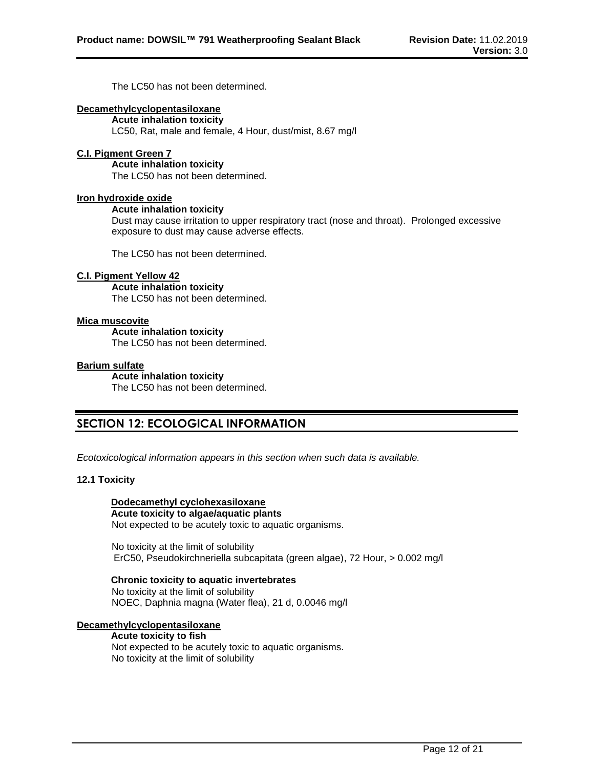The LC50 has not been determined.

**Decamethylcyclopentasiloxane**

**Acute inhalation toxicity**

LC50, Rat, male and female, 4 Hour, dust/mist, 8.67 mg/l

**C.I. Pigment Green 7**

**Acute inhalation toxicity**

The LC50 has not been determined.

**Iron hydroxide oxide**

**Acute inhalation toxicity**

Dust may cause irritation to upper respiratory tract (nose and throat). Prolonged excessive exposure to dust may cause adverse effects.

The LC50 has not been determined.

**C.I. Pigment Yellow 42**

**Acute inhalation toxicity**

The LC50 has not been determined.

**Mica muscovite**

**Acute inhalation toxicity**

The LC50 has not been determined.

**Barium sulfate**

**Acute inhalation toxicity**

The LC50 has not been determined.

## SECTION 12: ECOLOGICAL INFORMATION

*Ecotoxicological information appears in this section when such data is available.*

### 12.1 Toxicity

**Dodecamethyl cyclohexasiloxane**

**Acute toxicity to algae/aquatic plants**

Not expected to be acutely toxic to aquatic organisms.

No toxicity at the limit of solubility
ErC50, Pseudokirchneriella subcapitata (green algae), 72 Hour, > 0.002 mg/l

**Chronic toxicity to aquatic invertebrates**

No toxicity at the limit of solubility
NOEC, Daphnia magna (Water flea), 21 d, 0.0046 mg/l

**Decamethylcyclopentasiloxane**

**Acute toxicity to fish**

Not expected to be acutely toxic to aquatic organisms.
No toxicity at the limit of solubility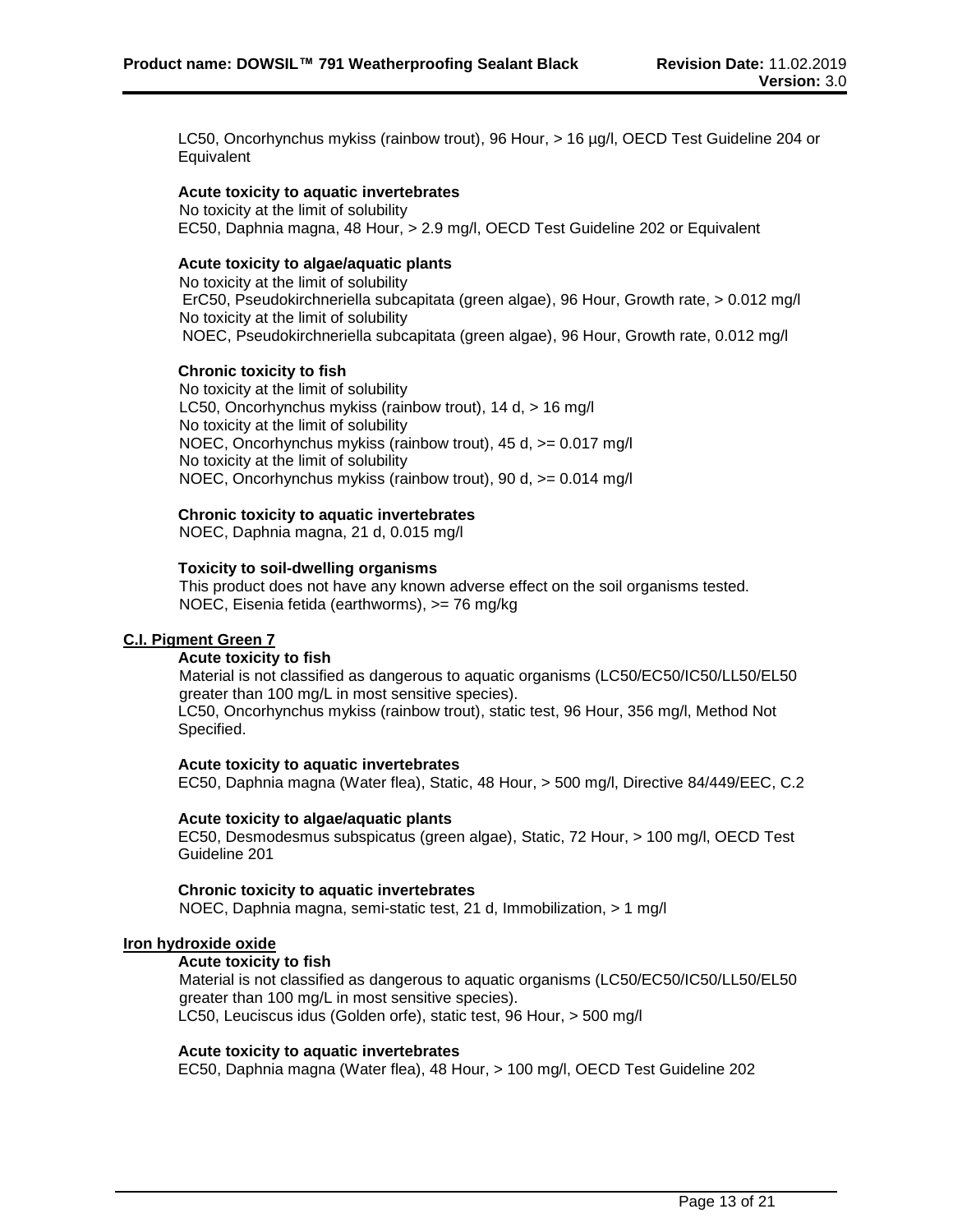LC50, Oncorhynchus mykiss (rainbow trout), 96 Hour, > 16 µg/l, OECD Test Guideline 204 or Equivalent

**Acute toxicity to aquatic invertebrates**

No toxicity at the limit of solubility
EC50, Daphnia magna, 48 Hour, > 2.9 mg/l, OECD Test Guideline 202 or Equivalent

**Acute toxicity to algae/aquatic plants**

No toxicity at the limit of solubility
ErC50, Pseudokirchneriella subcapitata (green algae), 96 Hour, Growth rate, > 0.012 mg/l
No toxicity at the limit of solubility
NOEC, Pseudokirchneriella subcapitata (green algae), 96 Hour, Growth rate, 0.012 mg/l

**Chronic toxicity to fish**

No toxicity at the limit of solubility
LC50, Oncorhynchus mykiss (rainbow trout), 14 d, > 16 mg/l
No toxicity at the limit of solubility
NOEC, Oncorhynchus mykiss (rainbow trout), 45 d, >= 0.017 mg/l
No toxicity at the limit of solubility
NOEC, Oncorhynchus mykiss (rainbow trout), 90 d, >= 0.014 mg/l

**Chronic toxicity to aquatic invertebrates**

NOEC, Daphnia magna, 21 d, 0.015 mg/l

**Toxicity to soil-dwelling organisms**

This product does not have any known adverse effect on the soil organisms tested.
NOEC, Eisenia fetida (earthworms), >= 76 mg/kg

**C.I. Pigment Green 7**

**Acute toxicity to fish**

Material is not classified as dangerous to aquatic organisms (LC50/EC50/IC50/LL50/EL50 greater than 100 mg/L in most sensitive species).
LC50, Oncorhynchus mykiss (rainbow trout), static test, 96 Hour, 356 mg/l, Method Not Specified.

**Acute toxicity to aquatic invertebrates**

EC50, Daphnia magna (Water flea), Static, 48 Hour, > 500 mg/l, Directive 84/449/EEC, C.2

**Acute toxicity to algae/aquatic plants**

EC50, Desmodesmus subspicatus (green algae), Static, 72 Hour, > 100 mg/l, OECD Test Guideline 201

**Chronic toxicity to aquatic invertebrates**

NOEC, Daphnia magna, semi-static test, 21 d, Immobilization, > 1 mg/l

**Iron hydroxide oxide**

**Acute toxicity to fish**

Material is not classified as dangerous to aquatic organisms (LC50/EC50/IC50/LL50/EL50 greater than 100 mg/L in most sensitive species).
LC50, Leuciscus idus (Golden orfe), static test, 96 Hour, > 500 mg/l

**Acute toxicity to aquatic invertebrates**

EC50, Daphnia magna (Water flea), 48 Hour, > 100 mg/l, OECD Test Guideline 202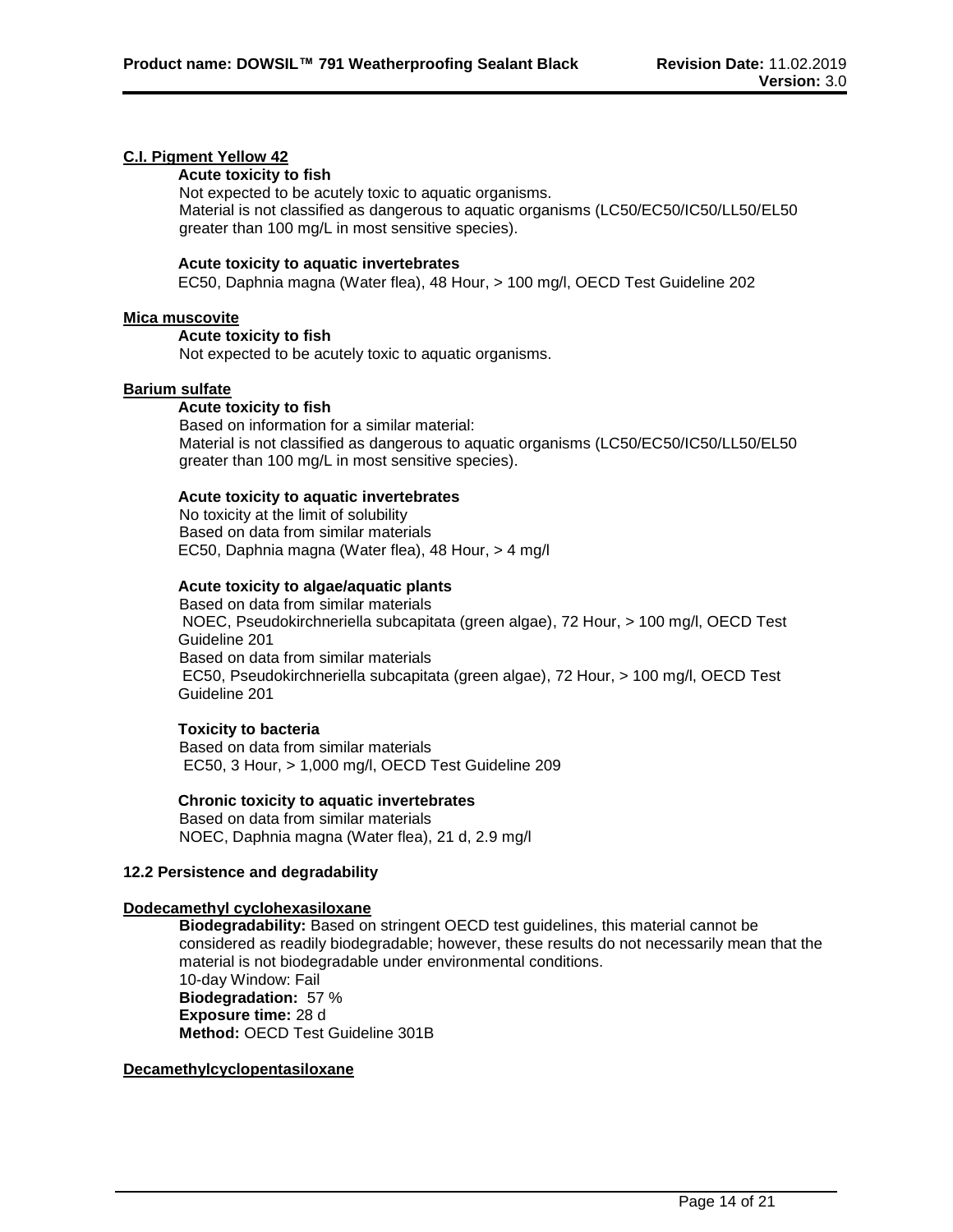**C.I. Pigment Yellow 42**

**Acute toxicity to fish**

Not expected to be acutely toxic to aquatic organisms.
Material is not classified as dangerous to aquatic organisms (LC50/EC50/IC50/LL50/EL50 greater than 100 mg/L in most sensitive species).

**Acute toxicity to aquatic invertebrates**

EC50, Daphnia magna (Water flea), 48 Hour, > 100 mg/l, OECD Test Guideline 202

**Mica muscovite**

**Acute toxicity to fish**

Not expected to be acutely toxic to aquatic organisms.

**Barium sulfate**

**Acute toxicity to fish**

Based on information for a similar material:
Material is not classified as dangerous to aquatic organisms (LC50/EC50/IC50/LL50/EL50 greater than 100 mg/L in most sensitive species).

**Acute toxicity to aquatic invertebrates**

No toxicity at the limit of solubility
Based on data from similar materials
EC50, Daphnia magna (Water flea), 48 Hour, > 4 mg/l

**Acute toxicity to algae/aquatic plants**

Based on data from similar materials
NOEC, Pseudokirchneriella subcapitata (green algae), 72 Hour, > 100 mg/l, OECD Test Guideline 201
Based on data from similar materials
EC50, Pseudokirchneriella subcapitata (green algae), 72 Hour, > 100 mg/l, OECD Test Guideline 201

**Toxicity to bacteria**

Based on data from similar materials
EC50, 3 Hour, > 1,000 mg/l, OECD Test Guideline 209

**Chronic toxicity to aquatic invertebrates**

Based on data from similar materials
NOEC, Daphnia magna (Water flea), 21 d, 2.9 mg/l

**12.2 Persistence and degradability**

**Dodecamethyl cyclohexasiloxane**

**Biodegradability:** Based on stringent OECD test guidelines, this material cannot be considered as readily biodegradable; however, these results do not necessarily mean that the material is not biodegradable under environmental conditions.
10-day Window: Fail
**Biodegradation:** 57 %
**Exposure time:** 28 d
**Method:** OECD Test Guideline 301B

**Decamethylcyclopentasiloxane**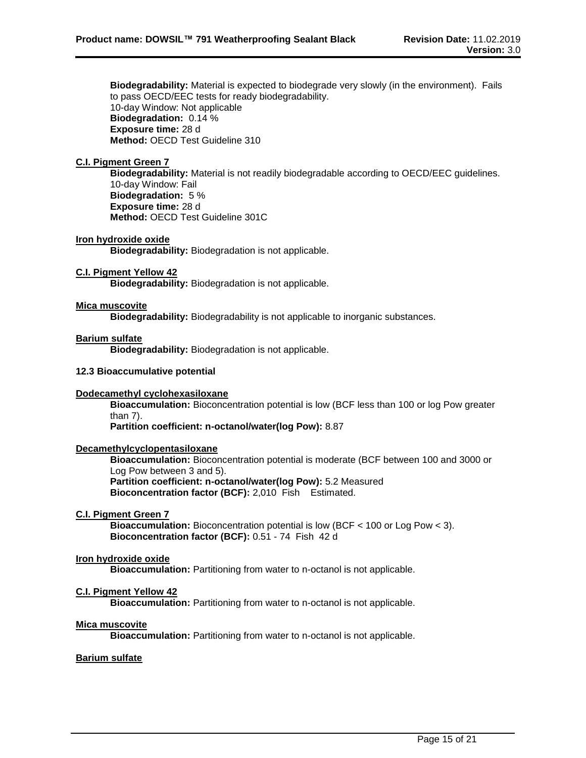**Biodegradability:** Material is expected to biodegrade very slowly (in the environment). Fails to pass OECD/EEC tests for ready biodegradability.
10-day Window: Not applicable
**Biodegradation:** 0.14 %
**Exposure time:** 28 d
**Method:** OECD Test Guideline 310

**C.I. Pigment Green 7**

**Biodegradability:** Material is not readily biodegradable according to OECD/EEC guidelines.
10-day Window: Fail
**Biodegradation:** 5 %
**Exposure time:** 28 d
**Method:** OECD Test Guideline 301C

**Iron hydroxide oxide**

**Biodegradability:** Biodegradation is not applicable.

**C.I. Pigment Yellow 42**

**Biodegradability:** Biodegradation is not applicable.

**Mica muscovite**

**Biodegradability:** Biodegradability is not applicable to inorganic substances.

**Barium sulfate**

**Biodegradability:** Biodegradation is not applicable.

**12.3 Bioaccumulative potential**

**Dodecamethyl cyclohexasiloxane**

**Bioaccumulation:** Bioconcentration potential is low (BCF less than 100 or log Pow greater than 7).
**Partition coefficient: n-octanol/water(log Pow):** 8.87

**Decamethylcyclopentasiloxane**

**Bioaccumulation:** Bioconcentration potential is moderate (BCF between 100 and 3000 or Log Pow between 3 and 5).
**Partition coefficient: n-octanol/water(log Pow):** 5.2 Measured
**Bioconcentration factor (BCF):** 2,010 Fish Estimated.

**C.I. Pigment Green 7**

**Bioaccumulation:** Bioconcentration potential is low (BCF < 100 or Log Pow < 3).
**Bioconcentration factor (BCF):** 0.51 - 74 Fish 42 d

**Iron hydroxide oxide**

**Bioaccumulation:** Partitioning from water to n-octanol is not applicable.

**C.I. Pigment Yellow 42**

**Bioaccumulation:** Partitioning from water to n-octanol is not applicable.

**Mica muscovite**

**Bioaccumulation:** Partitioning from water to n-octanol is not applicable.

**Barium sulfate**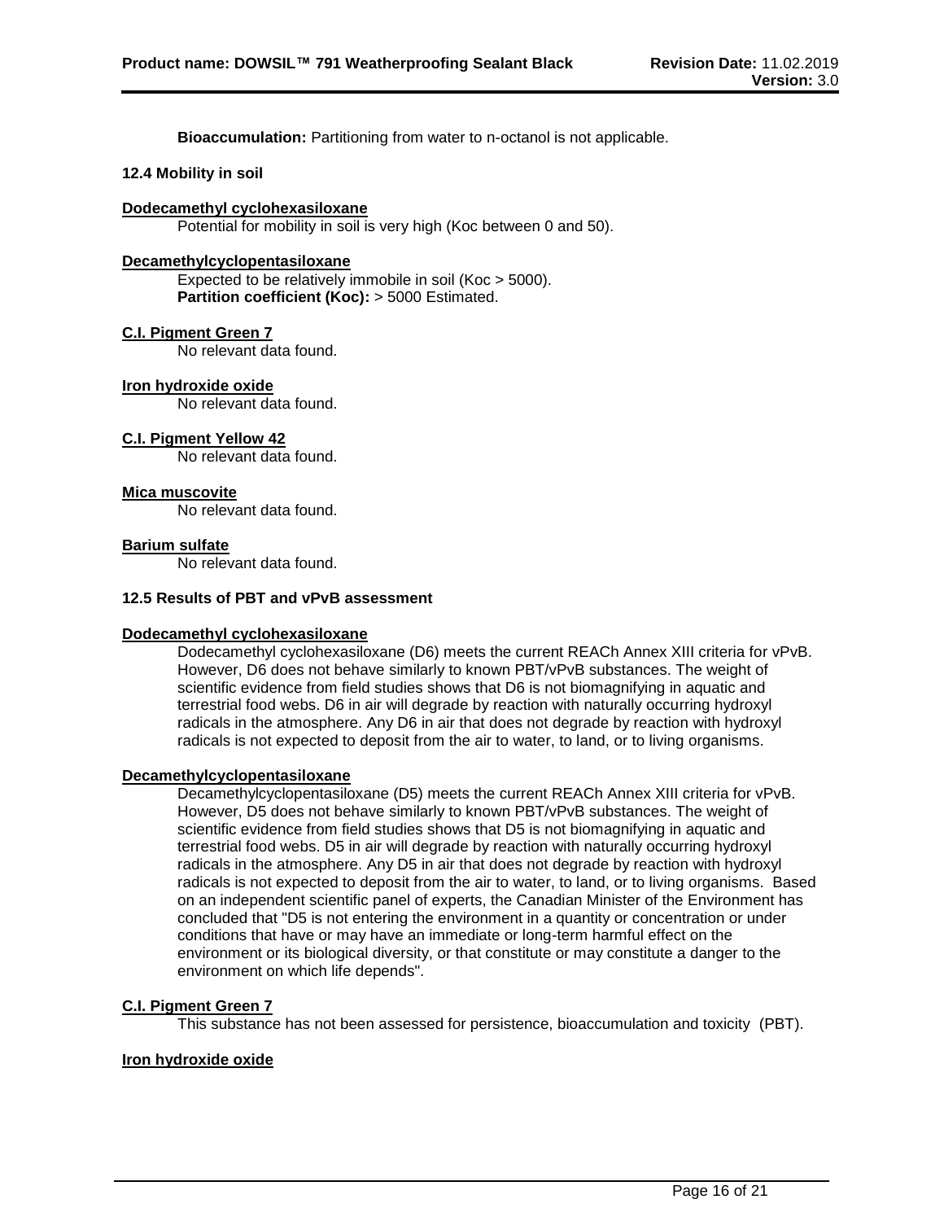**Bioaccumulation:** Partitioning from water to n-octanol is not applicable.

### 12.4 Mobility in soil

**Dodecamethyl cyclohexasiloxane**

Potential for mobility in soil is very high (Koc between 0 and 50).

**Decamethylcyclopentasiloxane**

Expected to be relatively immobile in soil (Koc > 5000).
**Partition coefficient (Koc):** > 5000 Estimated.

**C.I. Pigment Green 7**

No relevant data found.

**Iron hydroxide oxide**

No relevant data found.

**C.I. Pigment Yellow 42**

No relevant data found.

**Mica muscovite**

No relevant data found.

**Barium sulfate**

No relevant data found.

### 12.5 Results of PBT and vPvB assessment

**Dodecamethyl cyclohexasiloxane**

Dodecamethyl cyclohexasiloxane (D6) meets the current REACh Annex XIII criteria for vPvB. However, D6 does not behave similarly to known PBT/vPvB substances. The weight of scientific evidence from field studies shows that D6 is not biomagnifying in aquatic and terrestrial food webs. D6 in air will degrade by reaction with naturally occurring hydroxyl radicals in the atmosphere. Any D6 in air that does not degrade by reaction with hydroxyl radicals is not expected to deposit from the air to water, to land, or to living organisms.

**Decamethylcyclopentasiloxane**

Decamethylcyclopentasiloxane (D5) meets the current REACh Annex XIII criteria for vPvB. However, D5 does not behave similarly to known PBT/vPvB substances. The weight of scientific evidence from field studies shows that D5 is not biomagnifying in aquatic and terrestrial food webs. D5 in air will degrade by reaction with naturally occurring hydroxyl radicals in the atmosphere. Any D5 in air that does not degrade by reaction with hydroxyl radicals is not expected to deposit from the air to water, to land, or to living organisms. Based on an independent scientific panel of experts, the Canadian Minister of the Environment has concluded that "D5 is not entering the environment in a quantity or concentration or under conditions that have or may have an immediate or long-term harmful effect on the environment or its biological diversity, or that constitute or may constitute a danger to the environment on which life depends".

**C.I. Pigment Green 7**

This substance has not been assessed for persistence, bioaccumulation and toxicity (PBT).

**Iron hydroxide oxide**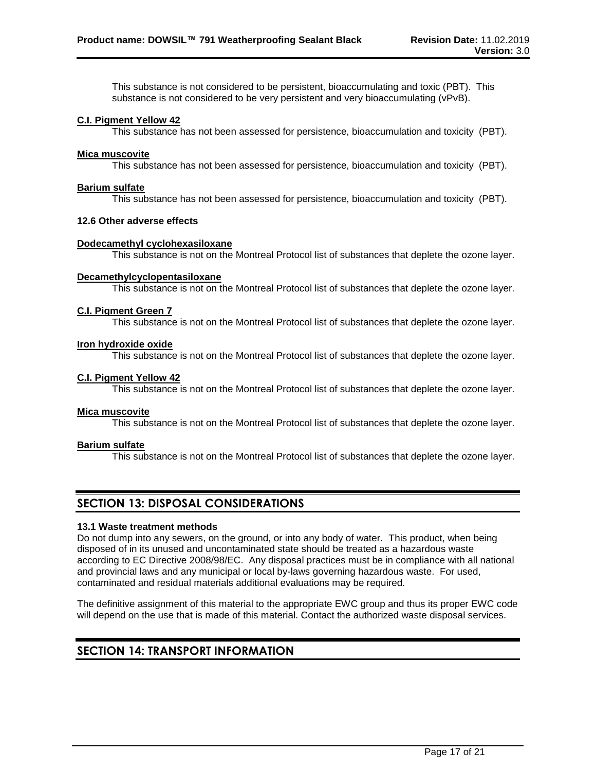This substance is not considered to be persistent, bioaccumulating and toxic (PBT). This substance is not considered to be very persistent and very bioaccumulating (vPvB).

**C.I. Pigment Yellow 42**

This substance has not been assessed for persistence, bioaccumulation and toxicity (PBT).

**Mica muscovite**

This substance has not been assessed for persistence, bioaccumulation and toxicity (PBT).

**Barium sulfate**

This substance has not been assessed for persistence, bioaccumulation and toxicity (PBT).

**12.6 Other adverse effects**

**Dodecamethyl cyclohexasiloxane**

This substance is not on the Montreal Protocol list of substances that deplete the ozone layer.

**Decamethylcyclopentasiloxane**

This substance is not on the Montreal Protocol list of substances that deplete the ozone layer.

**C.I. Pigment Green 7**

This substance is not on the Montreal Protocol list of substances that deplete the ozone layer.

**Iron hydroxide oxide**

This substance is not on the Montreal Protocol list of substances that deplete the ozone layer.

**C.I. Pigment Yellow 42**

This substance is not on the Montreal Protocol list of substances that deplete the ozone layer.

**Mica muscovite**

This substance is not on the Montreal Protocol list of substances that deplete the ozone layer.

**Barium sulfate**

This substance is not on the Montreal Protocol list of substances that deplete the ozone layer.

## SECTION 13: DISPOSAL CONSIDERATIONS

**13.1 Waste treatment methods**

Do not dump into any sewers, on the ground, or into any body of water. This product, when being disposed of in its unused and uncontaminated state should be treated as a hazardous waste according to EC Directive 2008/98/EC. Any disposal practices must be in compliance with all national and provincial laws and any municipal or local by-laws governing hazardous waste. For used, contaminated and residual materials additional evaluations may be required.

The definitive assignment of this material to the appropriate EWC group and thus its proper EWC code will depend on the use that is made of this material. Contact the authorized waste disposal services.

## SECTION 14: TRANSPORT INFORMATION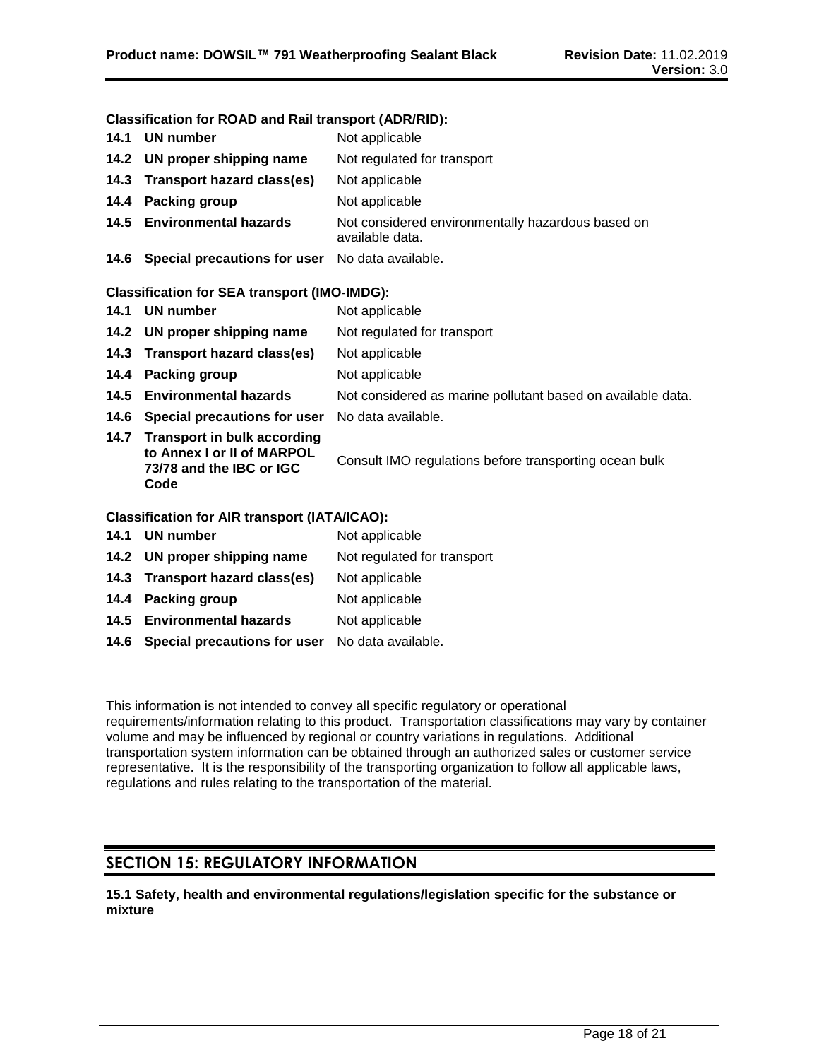**Classification for ROAD and Rail transport (ADR/RID):**

| | | |
|---|---|---|
| 14.1 | **UN number** | Not applicable |
| 14.2 | **UN proper shipping name** | Not regulated for transport |
| 14.3 | **Transport hazard class(es)** | Not applicable |
| 14.4 | **Packing group** | Not applicable |
| 14.5 | **Environmental hazards** | Not considered environmentally hazardous based on available data. |
| 14.6 | **Special precautions for user** | No data available. |

**Classification for SEA transport (IMO-IMDG):**

| | | |
|---|---|---|
| 14.1 | **UN number** | Not applicable |
| 14.2 | **UN proper shipping name** | Not regulated for transport |
| 14.3 | **Transport hazard class(es)** | Not applicable |
| 14.4 | **Packing group** | Not applicable |
| 14.5 | **Environmental hazards** | Not considered as marine pollutant based on available data. |
| 14.6 | **Special precautions for user** | No data available. |
| 14.7 | **Transport in bulk according to Annex I or II of MARPOL 73/78 and the IBC or IGC Code** | Consult IMO regulations before transporting ocean bulk |

**Classification for AIR transport (IATA/ICAO):**

| | | |
|---|---|---|
| 14.1 | **UN number** | Not applicable |
| 14.2 | **UN proper shipping name** | Not regulated for transport |
| 14.3 | **Transport hazard class(es)** | Not applicable |
| 14.4 | **Packing group** | Not applicable |
| 14.5 | **Environmental hazards** | Not applicable |
| 14.6 | **Special precautions for user** | No data available. |

This information is not intended to convey all specific regulatory or operational requirements/information relating to this product. Transportation classifications may vary by container volume and may be influenced by regional or country variations in regulations. Additional transportation system information can be obtained through an authorized sales or customer service representative. It is the responsibility of the transporting organization to follow all applicable laws, regulations and rules relating to the transportation of the material.

## SECTION 15: REGULATORY INFORMATION

**15.1 Safety, health and environmental regulations/legislation specific for the substance or mixture**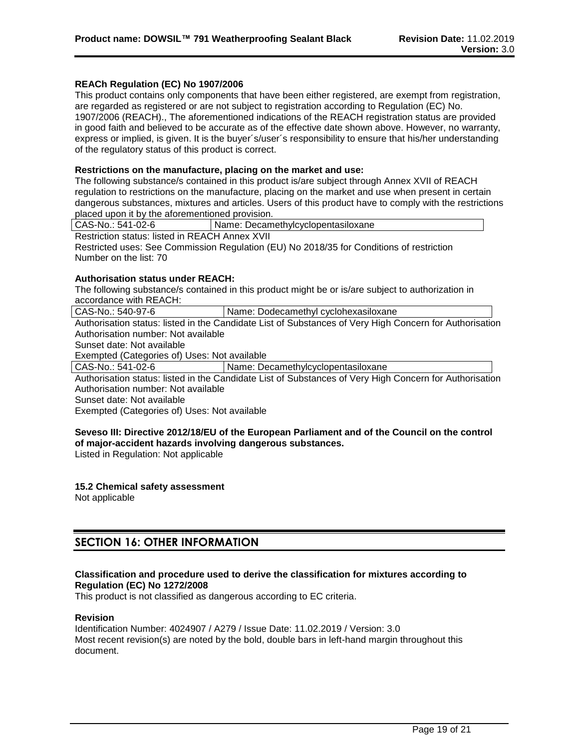**REACh Regulation (EC) No 1907/2006**

This product contains only components that have been either registered, are exempt from registration, are regarded as registered or are not subject to registration according to Regulation (EC) No. 1907/2006 (REACH)., The aforementioned indications of the REACH registration status are provided in good faith and believed to be accurate as of the effective date shown above. However, no warranty, express or implied, is given. It is the buyer´s/user´s responsibility to ensure that his/her understanding of the regulatory status of this product is correct.

**Restrictions on the manufacture, placing on the market and use:**

The following substance/s contained in this product is/are subject through Annex XVII of REACH regulation to restrictions on the manufacture, placing on the market and use when present in certain dangerous substances, mixtures and articles. Users of this product have to comply with the restrictions placed upon it by the aforementioned provision.

| CAS-No.: 541-02-6 | Name: Decamethylcyclopentasiloxane |
|---|---|

Restriction status: listed in REACH Annex XVII
Restricted uses: See Commission Regulation (EU) No 2018/35 for Conditions of restriction
Number on the list: 70

**Authorisation status under REACH:**

The following substance/s contained in this product might be or is/are subject to authorization in accordance with REACH:

| CAS-No.: 540-97-6 | Name: Dodecamethyl cyclohexasiloxane |
|---|---|

Authorisation status: listed in the Candidate List of Substances of Very High Concern for Authorisation
Authorisation number: Not available
Sunset date: Not available
Exempted (Categories of) Uses: Not available

| CAS-No.: 541-02-6 | Name: Decamethylcyclopentasiloxane |
|---|---|

Authorisation status: listed in the Candidate List of Substances of Very High Concern for Authorisation
Authorisation number: Not available
Sunset date: Not available
Exempted (Categories of) Uses: Not available

**Seveso III: Directive 2012/18/EU of the European Parliament and of the Council on the control of major-accident hazards involving dangerous substances.**
Listed in Regulation: Not applicable

**15.2 Chemical safety assessment**
Not applicable

## SECTION 16: OTHER INFORMATION

**Classification and procedure used to derive the classification for mixtures according to Regulation (EC) No 1272/2008**
This product is not classified as dangerous according to EC criteria.

**Revision**
Identification Number: 4024907 / A279 / Issue Date: 11.02.2019 / Version: 3.0
Most recent revision(s) are noted by the bold, double bars in left-hand margin throughout this document.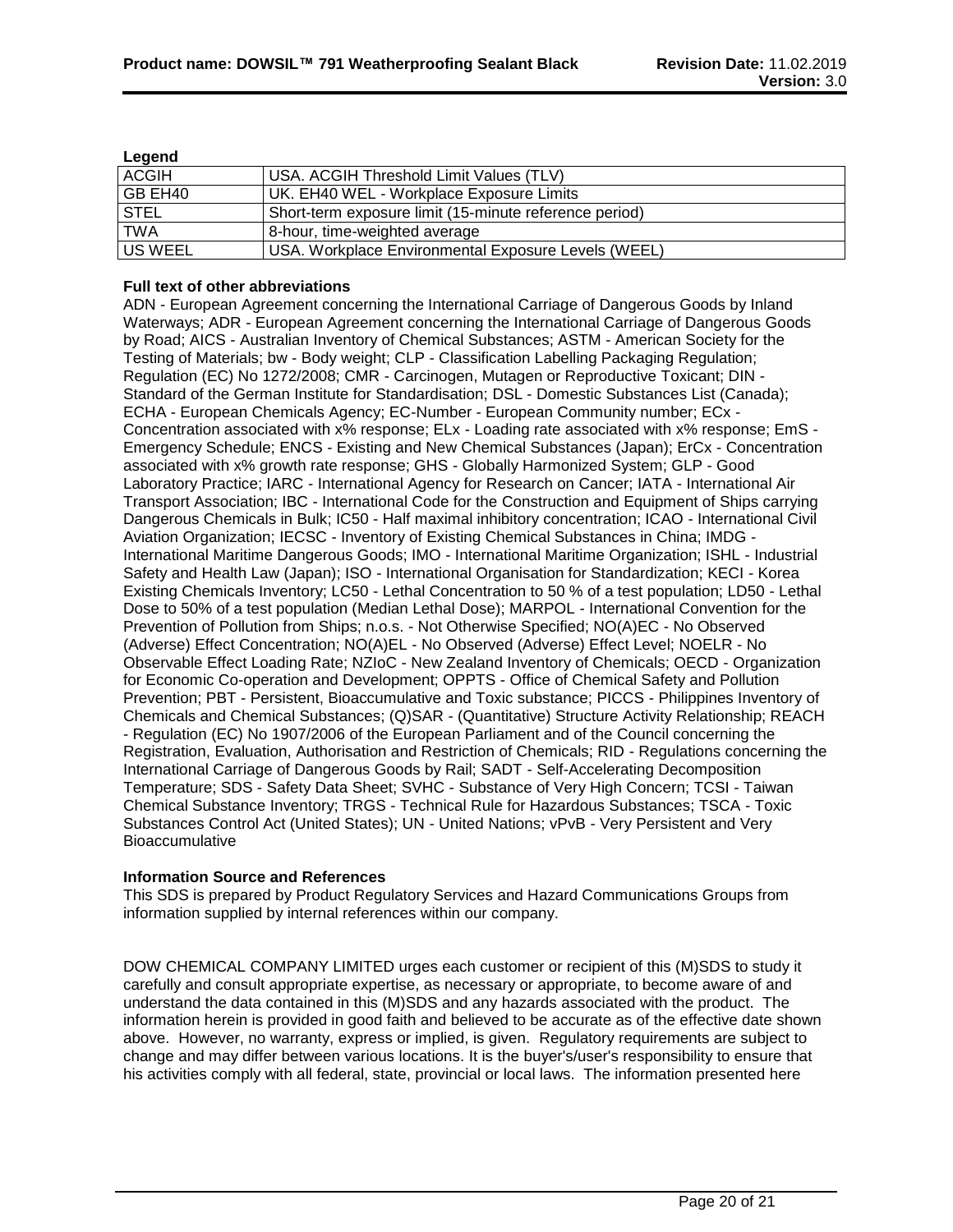**Legend**

| | |
|---|---|
| ACGIH | USA. ACGIH Threshold Limit Values (TLV) |
| GB EH40 | UK. EH40 WEL - Workplace Exposure Limits |
| STEL | Short-term exposure limit (15-minute reference period) |
| TWA | 8-hour, time-weighted average |
| US WEEL | USA. Workplace Environmental Exposure Levels (WEEL) |

**Full text of other abbreviations**

ADN - European Agreement concerning the International Carriage of Dangerous Goods by Inland Waterways; ADR - European Agreement concerning the International Carriage of Dangerous Goods by Road; AICS - Australian Inventory of Chemical Substances; ASTM - American Society for the Testing of Materials; bw - Body weight; CLP - Classification Labelling Packaging Regulation; Regulation (EC) No 1272/2008; CMR - Carcinogen, Mutagen or Reproductive Toxicant; DIN - Standard of the German Institute for Standardisation; DSL - Domestic Substances List (Canada); ECHA - European Chemicals Agency; EC-Number - European Community number; ECx - Concentration associated with x% response; ELx - Loading rate associated with x% response; EmS - Emergency Schedule; ENCS - Existing and New Chemical Substances (Japan); ErCx - Concentration associated with x% growth rate response; GHS - Globally Harmonized System; GLP - Good Laboratory Practice; IARC - International Agency for Research on Cancer; IATA - International Air Transport Association; IBC - International Code for the Construction and Equipment of Ships carrying Dangerous Chemicals in Bulk; IC50 - Half maximal inhibitory concentration; ICAO - International Civil Aviation Organization; IECSC - Inventory of Existing Chemical Substances in China; IMDG - International Maritime Dangerous Goods; IMO - International Maritime Organization; ISHL - Industrial Safety and Health Law (Japan); ISO - International Organisation for Standardization; KECI - Korea Existing Chemicals Inventory; LC50 - Lethal Concentration to 50 % of a test population; LD50 - Lethal Dose to 50% of a test population (Median Lethal Dose); MARPOL - International Convention for the Prevention of Pollution from Ships; n.o.s. - Not Otherwise Specified; NO(A)EC - No Observed (Adverse) Effect Concentration; NO(A)EL - No Observed (Adverse) Effect Level; NOELR - No Observable Effect Loading Rate; NZIoC - New Zealand Inventory of Chemicals; OECD - Organization for Economic Co-operation and Development; OPPTS - Office of Chemical Safety and Pollution Prevention; PBT - Persistent, Bioaccumulative and Toxic substance; PICCS - Philippines Inventory of Chemicals and Chemical Substances; (Q)SAR - (Quantitative) Structure Activity Relationship; REACH - Regulation (EC) No 1907/2006 of the European Parliament and of the Council concerning the Registration, Evaluation, Authorisation and Restriction of Chemicals; RID - Regulations concerning the International Carriage of Dangerous Goods by Rail; SADT - Self-Accelerating Decomposition Temperature; SDS - Safety Data Sheet; SVHC - Substance of Very High Concern; TCSI - Taiwan Chemical Substance Inventory; TRGS - Technical Rule for Hazardous Substances; TSCA - Toxic Substances Control Act (United States); UN - United Nations; vPvB - Very Persistent and Very Bioaccumulative

**Information Source and References**

This SDS is prepared by Product Regulatory Services and Hazard Communications Groups from information supplied by internal references within our company.

DOW CHEMICAL COMPANY LIMITED urges each customer or recipient of this (M)SDS to study it carefully and consult appropriate expertise, as necessary or appropriate, to become aware of and understand the data contained in this (M)SDS and any hazards associated with the product. The information herein is provided in good faith and believed to be accurate as of the effective date shown above. However, no warranty, express or implied, is given. Regulatory requirements are subject to change and may differ between various locations. It is the buyer's/user's responsibility to ensure that his activities comply with all federal, state, provincial or local laws. The information presented here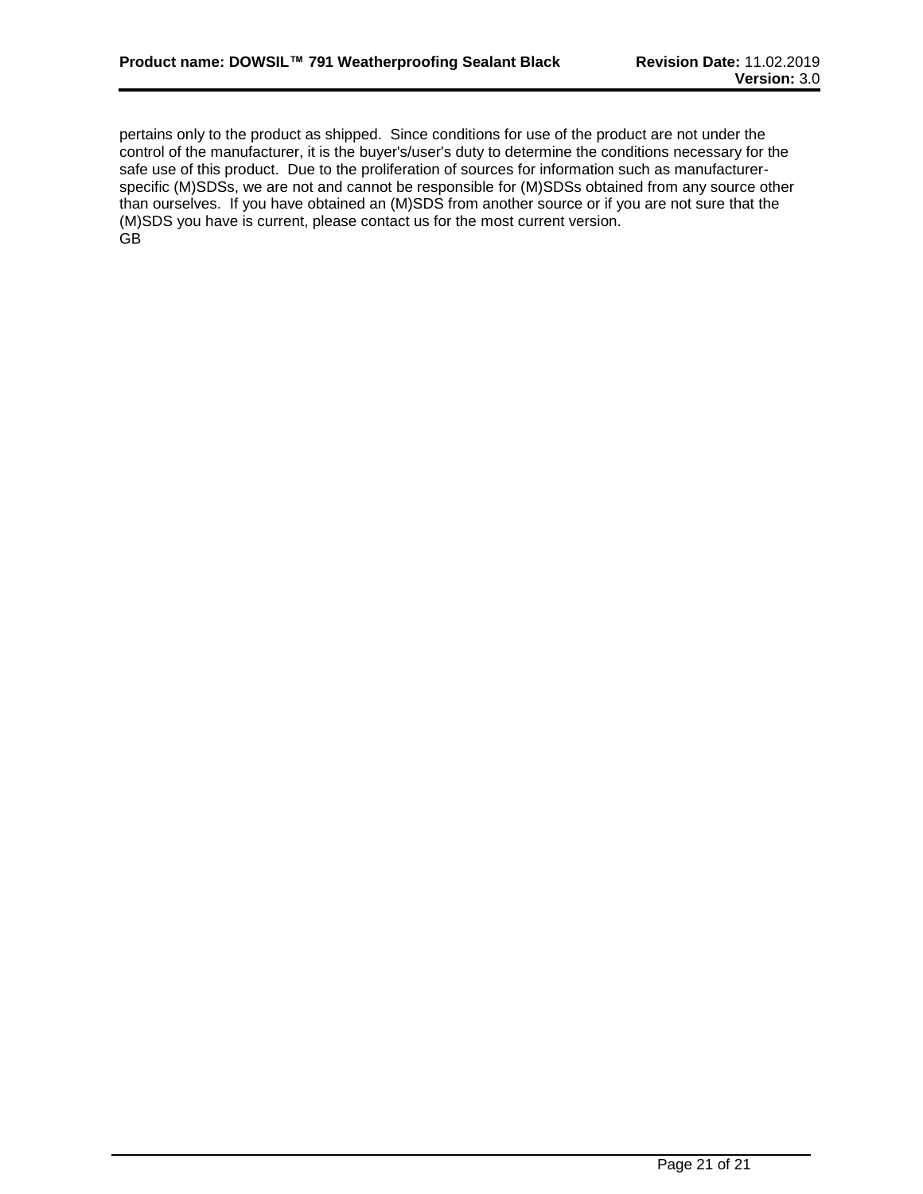pertains only to the product as shipped. Since conditions for use of the product are not under the control of the manufacturer, it is the buyer's/user's duty to determine the conditions necessary for the safe use of this product. Due to the proliferation of sources for information such as manufacturer-specific (M)SDSs, we are not and cannot be responsible for (M)SDSs obtained from any source other than ourselves. If you have obtained an (M)SDS from another source or if you are not sure that the (M)SDS you have is current, please contact us for the most current version.
GB